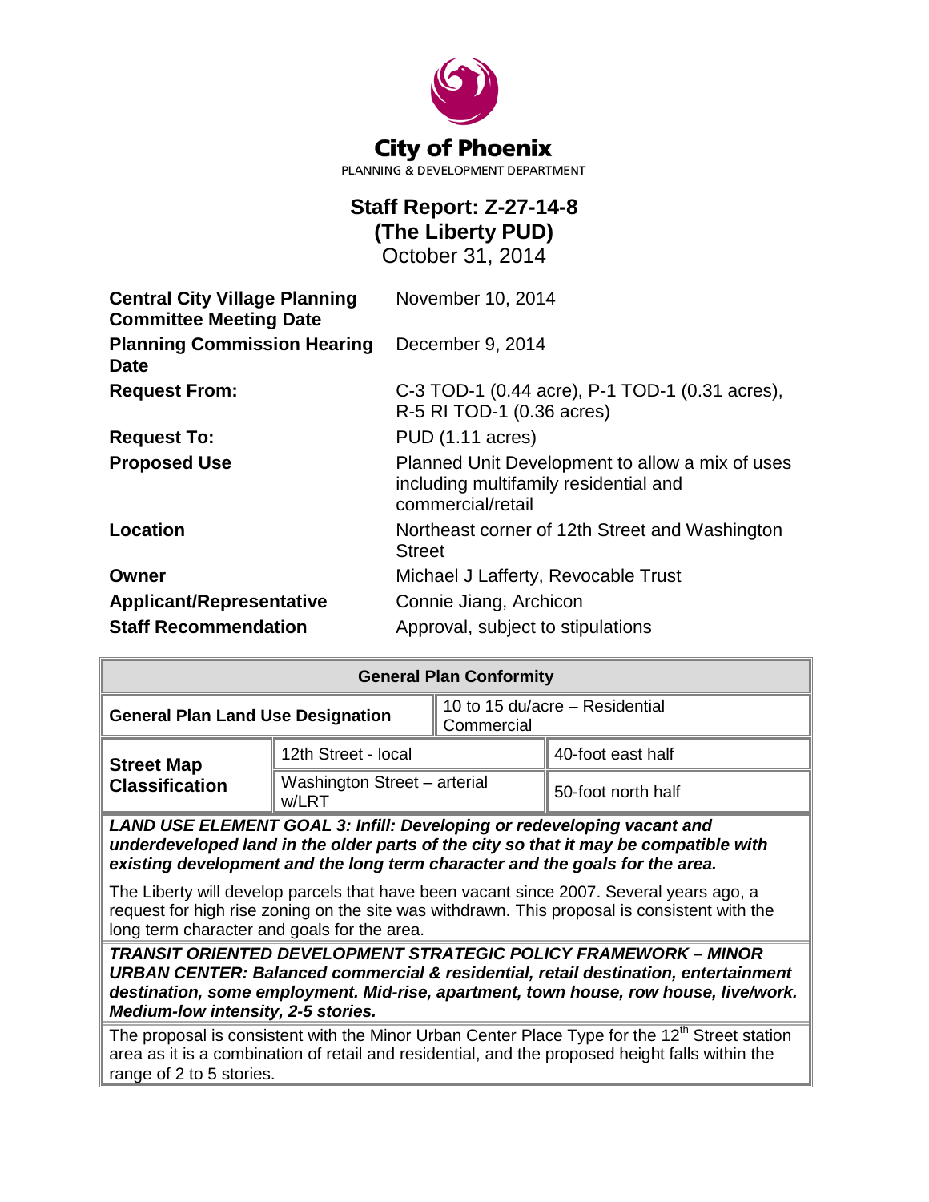**City of Phoenix**
PLANNING & DEVELOPMENT DEPARTMENT

# Staff Report: Z-27-14-8 (The Liberty PUD)

October 31, 2014

| | |
|---|---|
| **Central City Village Planning Committee Meeting Date** | November 10, 2014 |
| **Planning Commission Hearing Date** | December 9, 2014 |
| **Request From:** | C-3 TOD-1 (0.44 acre), P-1 TOD-1 (0.31 acres), R-5 RI TOD-1 (0.36 acres) |
| **Request To:** | PUD (1.11 acres) |
| **Proposed Use** | Planned Unit Development to allow a mix of uses including multifamily residential and commercial/retail |
| **Location** | Northeast corner of 12th Street and Washington Street |
| **Owner** | Michael J Lafferty, Revocable Trust |
| **Applicant/Representative** | Connie Jiang, Archicon |
| **Staff Recommendation** | Approval, subject to stipulations |

| **General Plan Conformity** | | |
|---|---|---|
| **General Plan Land Use Designation** | 10 to 15 du/acre – Residential Commercial | |
| **Street Map Classification** | 12th Street - local | 40-foot east half |
| | Washington Street – arterial w/LRT | 50-foot north half |

***LAND USE ELEMENT GOAL 3: Infill: Developing or redeveloping vacant and underdeveloped land in the older parts of the city so that it may be compatible with existing development and the long term character and the goals for the area.***

The Liberty will develop parcels that have been vacant since 2007. Several years ago, a request for high rise zoning on the site was withdrawn. This proposal is consistent with the long term character and goals for the area.

***TRANSIT ORIENTED DEVELOPMENT STRATEGIC POLICY FRAMEWORK – MINOR URBAN CENTER: Balanced commercial & residential, retail destination, entertainment destination, some employment. Mid-rise, apartment, town house, row house, live/work. Medium-low intensity, 2-5 stories.***

The proposal is consistent with the Minor Urban Center Place Type for the 12th Street station area as it is a combination of retail and residential, and the proposed height falls within the range of 2 to 5 stories.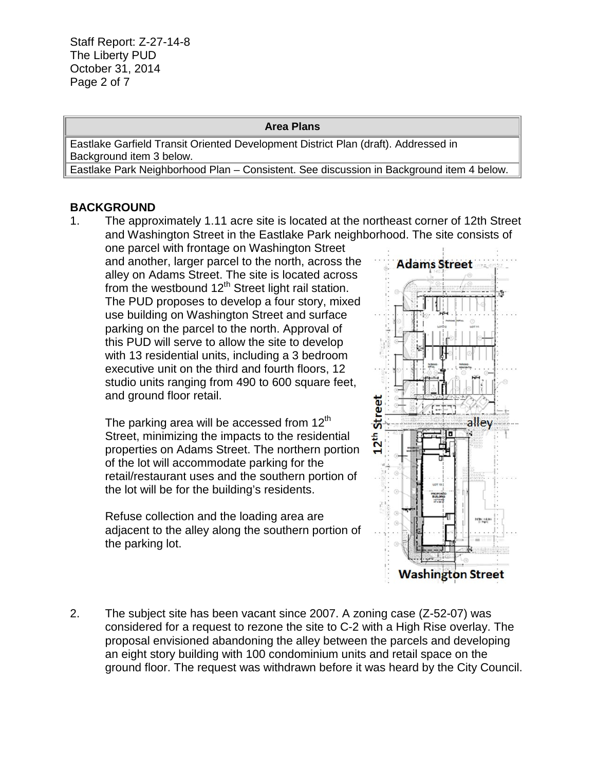| Area Plans |
| --- |
| Eastlake Garfield Transit Oriented Development District Plan (draft). Addressed in Background item 3 below. |
| Eastlake Park Neighborhood Plan – Consistent. See discussion in Background item 4 below. |

## BACKGROUND

1. The approximately 1.11 acre site is located at the northeast corner of 12th Street and Washington Street in the Eastlake Park neighborhood. The site consists of one parcel with frontage on Washington Street and another, larger parcel to the north, across the alley on Adams Street. The site is located across from the westbound 12th Street light rail station. The PUD proposes to develop a four story, mixed use building on Washington Street and surface parking on the parcel to the north. Approval of this PUD will serve to allow the site to develop with 13 residential units, including a 3 bedroom executive unit on the third and fourth floors, 12 studio units ranging from 490 to 600 square feet, and ground floor retail.

   The parking area will be accessed from 12th Street, minimizing the impacts to the residential properties on Adams Street. The northern portion of the lot will accommodate parking for the retail/restaurant uses and the southern portion of the lot will be for the building's residents.

   Refuse collection and the loading area are adjacent to the alley along the southern portion of the parking lot.

2. The subject site has been vacant since 2007. A zoning case (Z-52-07) was considered for a request to rezone the site to C-2 with a High Rise overlay. The proposal envisioned abandoning the alley between the parcels and developing an eight story building with 100 condominium units and retail space on the ground floor. The request was withdrawn before it was heard by the City Council.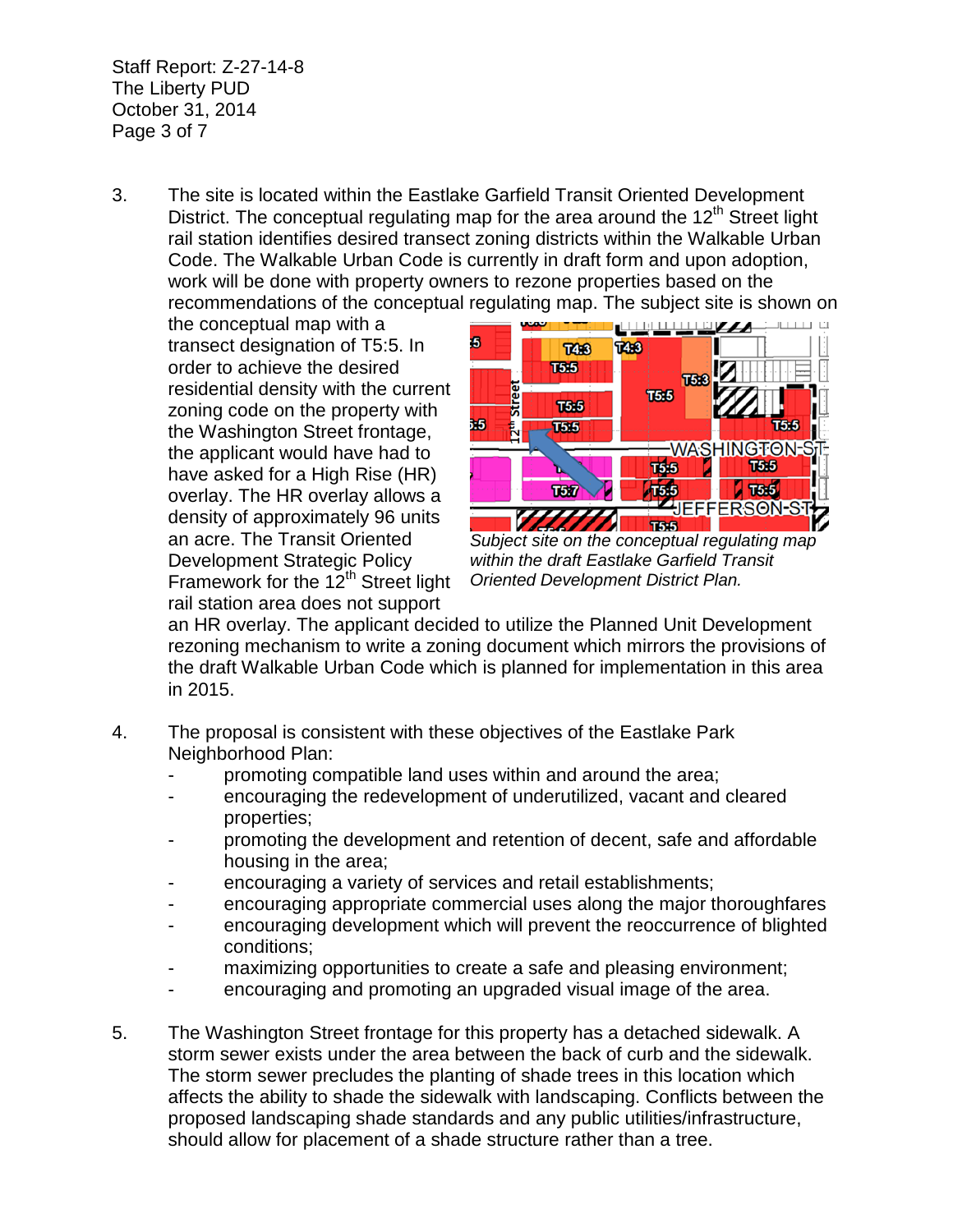3. The site is located within the Eastlake Garfield Transit Oriented Development District. The conceptual regulating map for the area around the 12th Street light rail station identifies desired transect zoning districts within the Walkable Urban Code. The Walkable Urban Code is currently in draft form and upon adoption, work will be done with property owners to rezone properties based on the recommendations of the conceptual regulating map. The subject site is shown on the conceptual map with a transect designation of T5:5. In order to achieve the desired residential density with the current zoning code on the property with the Washington Street frontage, the applicant would have had to have asked for a High Rise (HR) overlay. The HR overlay allows a density of approximately 96 units an acre. The Transit Oriented Development Strategic Policy Framework for the 12th Street light rail station area does not support an HR overlay. The applicant decided to utilize the Planned Unit Development rezoning mechanism to write a zoning document which mirrors the provisions of the draft Walkable Urban Code which is planned for implementation in this area in 2015.

   *Subject site on the conceptual regulating map within the draft Eastlake Garfield Transit Oriented Development District Plan.*

4. The proposal is consistent with these objectives of the Eastlake Park Neighborhood Plan:
   - promoting compatible land uses within and around the area;
   - encouraging the redevelopment of underutilized, vacant and cleared properties;
   - promoting the development and retention of decent, safe and affordable housing in the area;
   - encouraging a variety of services and retail establishments;
   - encouraging appropriate commercial uses along the major thoroughfares
   - encouraging development which will prevent the reoccurrence of blighted conditions;
   - maximizing opportunities to create a safe and pleasing environment;
   - encouraging and promoting an upgraded visual image of the area.

5. The Washington Street frontage for this property has a detached sidewalk. A storm sewer exists under the area between the back of curb and the sidewalk. The storm sewer precludes the planting of shade trees in this location which affects the ability to shade the sidewalk with landscaping. Conflicts between the proposed landscaping shade standards and any public utilities/infrastructure, should allow for placement of a shade structure rather than a tree.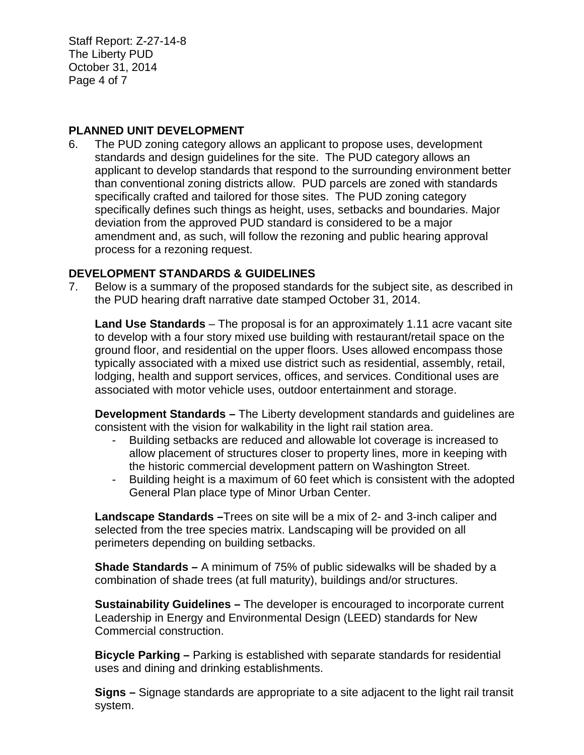## PLANNED UNIT DEVELOPMENT

6. The PUD zoning category allows an applicant to propose uses, development standards and design guidelines for the site. The PUD category allows an applicant to develop standards that respond to the surrounding environment better than conventional zoning districts allow. PUD parcels are zoned with standards specifically crafted and tailored for those sites. The PUD zoning category specifically defines such things as height, uses, setbacks and boundaries. Major deviation from the approved PUD standard is considered to be a major amendment and, as such, will follow the rezoning and public hearing approval process for a rezoning request.

## DEVELOPMENT STANDARDS & GUIDELINES

7. Below is a summary of the proposed standards for the subject site, as described in the PUD hearing draft narrative date stamped October 31, 2014.

   **Land Use Standards** – The proposal is for an approximately 1.11 acre vacant site to develop with a four story mixed use building with restaurant/retail space on the ground floor, and residential on the upper floors. Uses allowed encompass those typically associated with a mixed use district such as residential, assembly, retail, lodging, health and support services, offices, and services. Conditional uses are associated with motor vehicle uses, outdoor entertainment and storage.

   **Development Standards –** The Liberty development standards and guidelines are consistent with the vision for walkability in the light rail station area.

   - Building setbacks are reduced and allowable lot coverage is increased to allow placement of structures closer to property lines, more in keeping with the historic commercial development pattern on Washington Street.
   - Building height is a maximum of 60 feet which is consistent with the adopted General Plan place type of Minor Urban Center.

   **Landscape Standards –**Trees on site will be a mix of 2- and 3-inch caliper and selected from the tree species matrix. Landscaping will be provided on all perimeters depending on building setbacks.

   **Shade Standards –** A minimum of 75% of public sidewalks will be shaded by a combination of shade trees (at full maturity), buildings and/or structures.

   **Sustainability Guidelines –** The developer is encouraged to incorporate current Leadership in Energy and Environmental Design (LEED) standards for New Commercial construction.

   **Bicycle Parking –** Parking is established with separate standards for residential uses and dining and drinking establishments.

   **Signs –** Signage standards are appropriate to a site adjacent to the light rail transit system.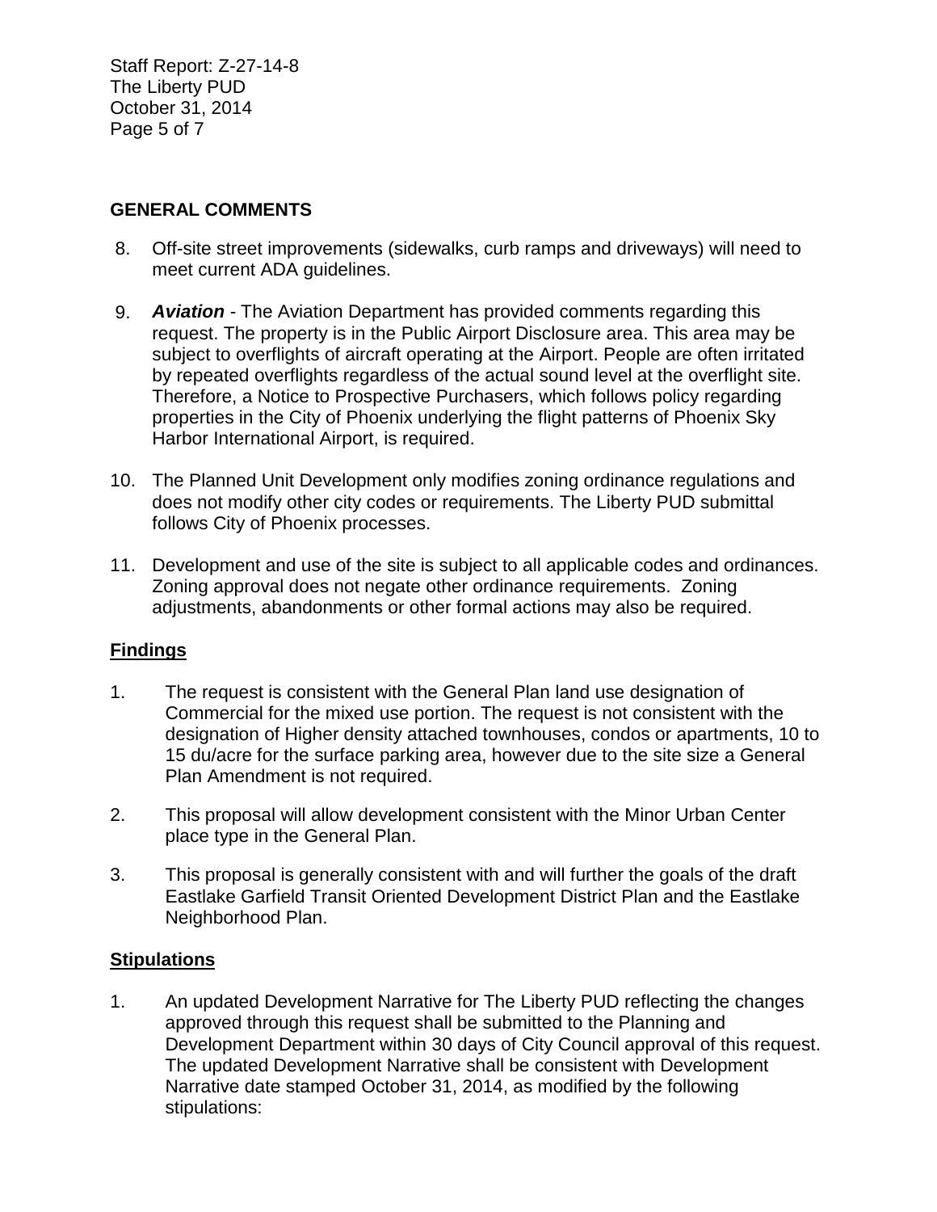## GENERAL COMMENTS

8. Off-site street improvements (sidewalks, curb ramps and driveways) will need to meet current ADA guidelines.

9. ***Aviation*** - The Aviation Department has provided comments regarding this request. The property is in the Public Airport Disclosure area. This area may be subject to overflights of aircraft operating at the Airport. People are often irritated by repeated overflights regardless of the actual sound level at the overflight site. Therefore, a Notice to Prospective Purchasers, which follows policy regarding properties in the City of Phoenix underlying the flight patterns of Phoenix Sky Harbor International Airport, is required.

10. The Planned Unit Development only modifies zoning ordinance regulations and does not modify other city codes or requirements. The Liberty PUD submittal follows City of Phoenix processes.

11. Development and use of the site is subject to all applicable codes and ordinances. Zoning approval does not negate other ordinance requirements. Zoning adjustments, abandonments or other formal actions may also be required.

## Findings

1. The request is consistent with the General Plan land use designation of Commercial for the mixed use portion. The request is not consistent with the designation of Higher density attached townhouses, condos or apartments, 10 to 15 du/acre for the surface parking area, however due to the site size a General Plan Amendment is not required.

2. This proposal will allow development consistent with the Minor Urban Center place type in the General Plan.

3. This proposal is generally consistent with and will further the goals of the draft Eastlake Garfield Transit Oriented Development District Plan and the Eastlake Neighborhood Plan.

## Stipulations

1. An updated Development Narrative for The Liberty PUD reflecting the changes approved through this request shall be submitted to the Planning and Development Department within 30 days of City Council approval of this request. The updated Development Narrative shall be consistent with Development Narrative date stamped October 31, 2014, as modified by the following stipulations: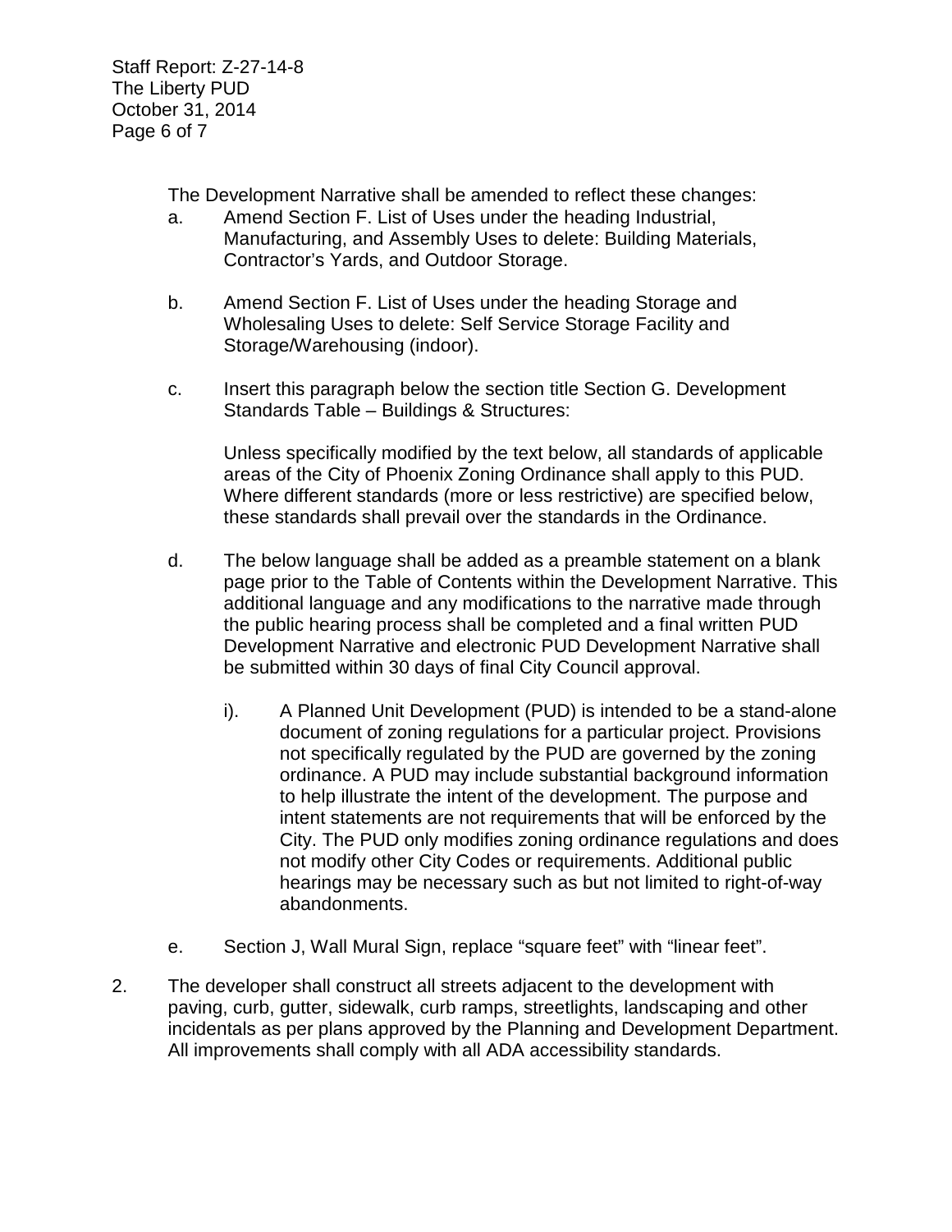The Development Narrative shall be amended to reflect these changes:

a. Amend Section F. List of Uses under the heading Industrial, Manufacturing, and Assembly Uses to delete: Building Materials, Contractor's Yards, and Outdoor Storage.

b. Amend Section F. List of Uses under the heading Storage and Wholesaling Uses to delete: Self Service Storage Facility and Storage/Warehousing (indoor).

c. Insert this paragraph below the section title Section G. Development Standards Table – Buildings & Structures:

   Unless specifically modified by the text below, all standards of applicable areas of the City of Phoenix Zoning Ordinance shall apply to this PUD. Where different standards (more or less restrictive) are specified below, these standards shall prevail over the standards in the Ordinance.

d. The below language shall be added as a preamble statement on a blank page prior to the Table of Contents within the Development Narrative. This additional language and any modifications to the narrative made through the public hearing process shall be completed and a final written PUD Development Narrative and electronic PUD Development Narrative shall be submitted within 30 days of final City Council approval.

   i). A Planned Unit Development (PUD) is intended to be a stand-alone document of zoning regulations for a particular project. Provisions not specifically regulated by the PUD are governed by the zoning ordinance. A PUD may include substantial background information to help illustrate the intent of the development. The purpose and intent statements are not requirements that will be enforced by the City. The PUD only modifies zoning ordinance regulations and does not modify other City Codes or requirements. Additional public hearings may be necessary such as but not limited to right-of-way abandonments.

e. Section J, Wall Mural Sign, replace "square feet" with "linear feet".

2. The developer shall construct all streets adjacent to the development with paving, curb, gutter, sidewalk, curb ramps, streetlights, landscaping and other incidentals as per plans approved by the Planning and Development Department. All improvements shall comply with all ADA accessibility standards.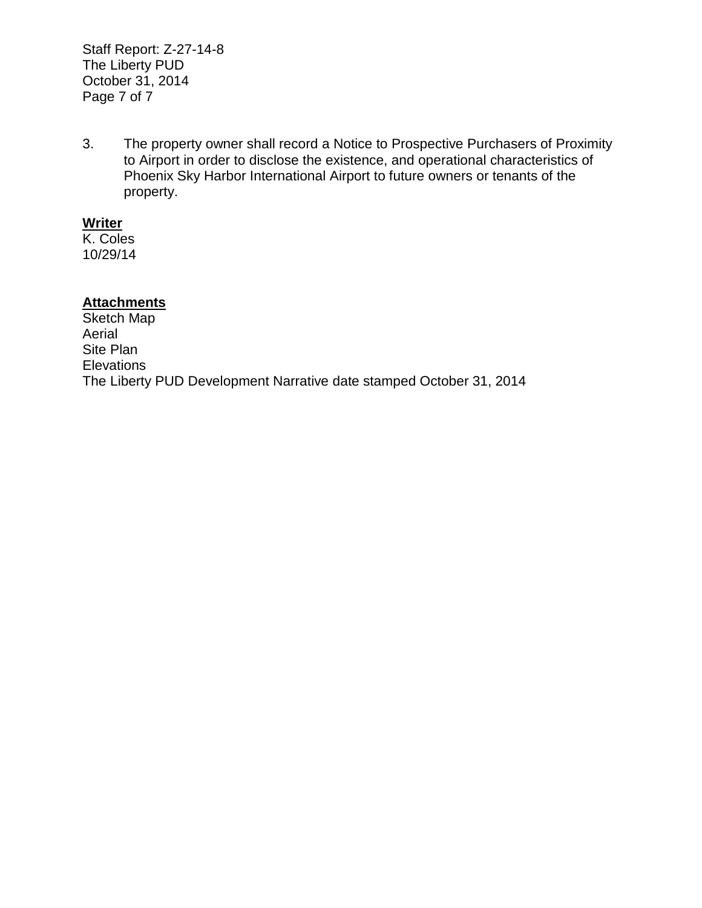3. The property owner shall record a Notice to Prospective Purchasers of Proximity to Airport in order to disclose the existence, and operational characteristics of Phoenix Sky Harbor International Airport to future owners or tenants of the property.

**Writer**
K. Coles
10/29/14

**Attachments**
Sketch Map
Aerial
Site Plan
Elevations
The Liberty PUD Development Narrative date stamped October 31, 2014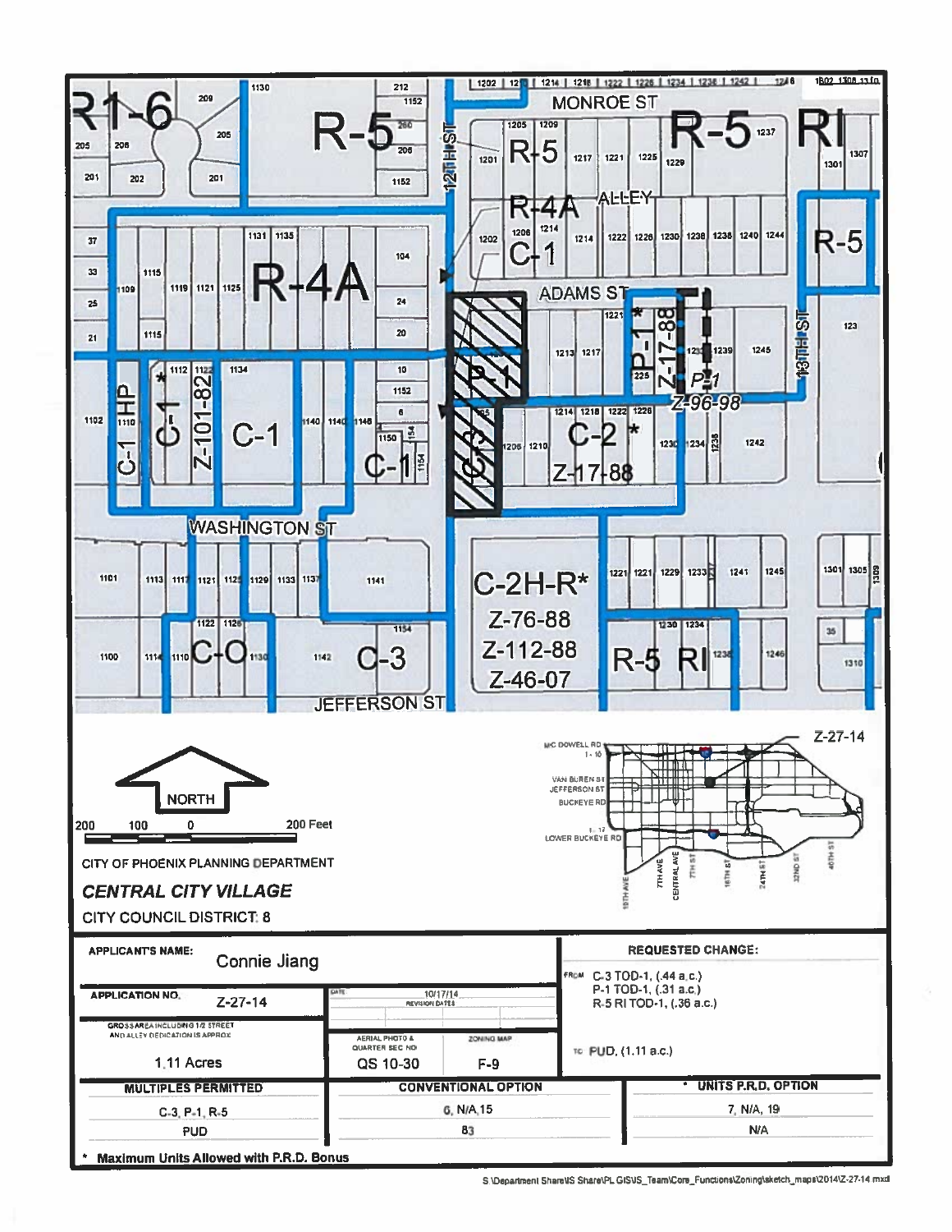CITY OF PHOENIX PLANNING DEPARTMENT

***CENTRAL CITY VILLAGE***

CITY COUNCIL DISTRICT: 8

Z-27-14

NORTH

200 100 0 200 Feet

| APPLICANT'S NAME: Connie Jiang | | | REQUESTED CHANGE: |
|---|---|---|---|
| APPLICATION NO. Z-27-14 | DATE: 10/17/14 REVISION DATES | | FROM C-3 TOD-1, (.44 a.c.) P-1 TOD-1, (.31 a.c.) R-5 RI TOD-1, (.36 a.c.) |
| GROSS AREA INCLUDING 1/2 STREET AND ALLEY DEDICATION IS APPROX 1.11 Acres | AERIAL PHOTO & QUARTER SEC NO. QS 10-30 | ZONING MAP F-9 | TO PUD, (1.11 a.c.) |

| MULTIPLES PERMITTED | CONVENTIONAL OPTION | * UNITS P.R.D. OPTION |
|---|---|---|
| C-3, P-1, R-5 | 6, N/A, 15 | 7, N/A, 19 |
| PUD | 83 | N/A |

\* **Maximum Units Allowed with P.R.D. Bonus**

S:\Department Share\IS Share\PL GIS\IS_Team\Core_Functions\Zoning\sketch_maps\2014\Z-27-14.mxd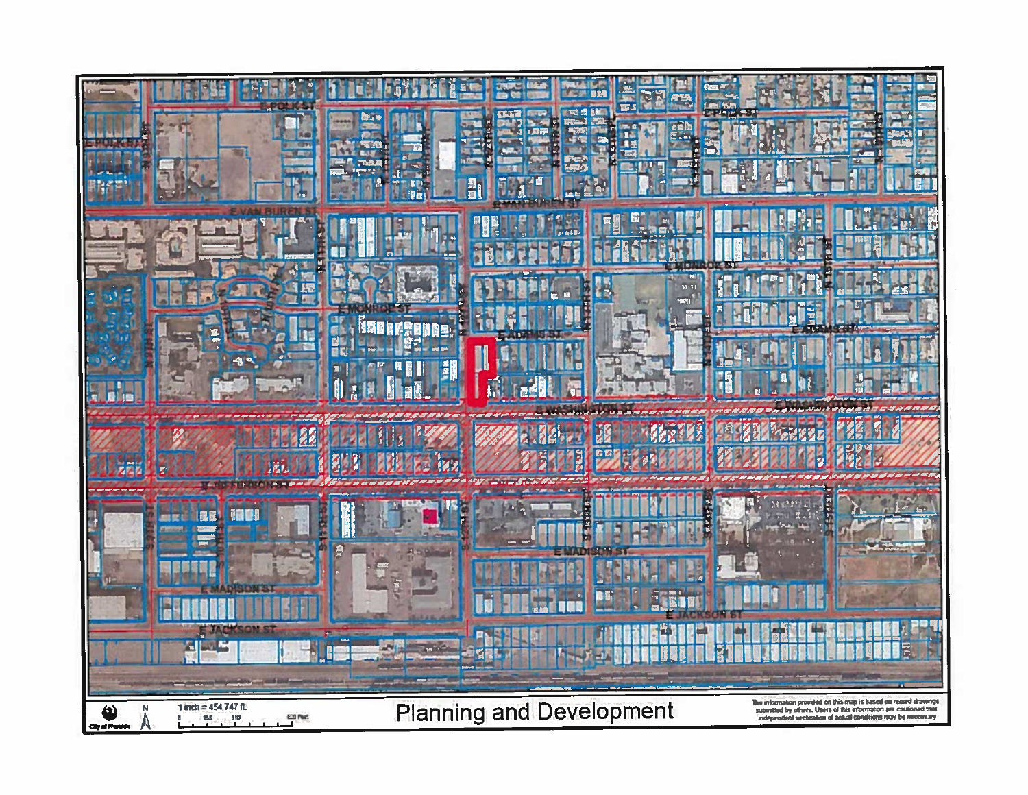# Planning and Development

E POLK ST

E VAN BUREN ST

E MONROE ST

E ADAMS ST

E WASHINGTON ST

E JEFFERSON ST

E MADISON ST

E JACKSON ST

City of Phoenix

1 inch = 454.747 ft.

The information provided on this map is based on record drawings submitted by others. Users of this information are cautioned that independent verification of actual conditions may be necessary.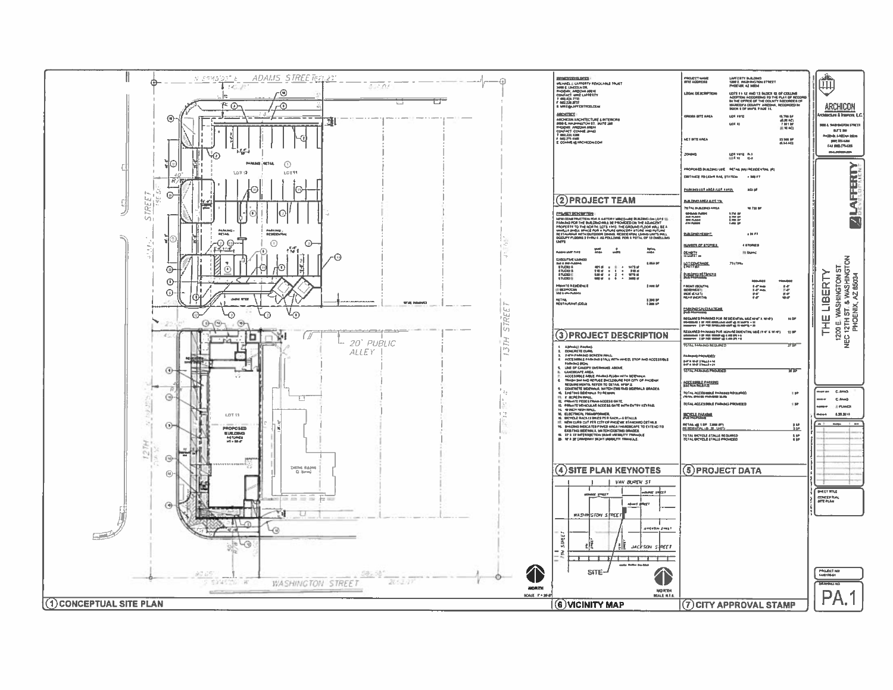# THE LIBERTY

1200 E. WASHINGTON ST
NEC 12TH ST. & WASHINGTON
PHOENIX, AZ 85034

ARCHICON Architecture & Interiors, L.C.

LAFFERTY DEVELOPMENT

## 1 CONCEPTUAL SITE PLAN

ADAMS STREET

WASHINGTON STREET

12TH STREET

13TH STREET

20' PUBLIC ALLEY

LOT 13 — LOT 11

PARKING RETAIL

PARKING RESIDENTIAL

LOT 11

PROPOSED BUILDING 4-STORIES

NORTH

## 2 PROJECT TEAM

**ARCHITECT**

ARCHICON ARCHITECTURE & INTERIORS

PHOENIX, ARIZONA

## 3 PROJECT DESCRIPTION

NEW CONSTRUCTION FOR A 4-STORY MIXED-USE BUILDING ON LOT 11. PARKING FOR THE BUILDING WILL BE PROVIDED ON THE ADJACENT PROPERTY TO THE NORTH, LOTS 11-12. THE GROUND FLOOR WILL BE A RETAIL SPACE FOR A FUTURE GROCERY STORE AND FUTURE RESTAURANT WITH OUTDOOR DINING. RESIDENTIAL LIVING UNITS WILL OCCUPY FLOORS 2 THRU 4.

## 4 SITE PLAN KEYNOTES

1. ASPHALT PAVING.
2. CONCRETE CURB.
3. PARKING SCREEN WALL.
4. ACCESSIBLE PARKING STALL WITH WHEEL STOP AND ACCESSIBLE PARKING SIGN.
5. LINE OF CANOPY OVERHANG ABOVE.
6. LANDSCAPE AREA.
7. ACCESSIBLE AISLE.
8. TRASH AND REFUSE ENCLOSURE PER CITY OF PHOENIX REQUIREMENTS.
9. CONCRETE SIDEWALK. MATCH EXISTING SIDEWALK GRADES.
10. EXISTING SIDEWALK TO REMAIN.
11. SCREEN WALL.
12. PRIVATE PEDESTRIAN ACCESS GATE.
13. PRIVATE VEHICULAR ACCESS GATE.
14. 6 INCH HIGH WALL.
15. ELECTRICAL TRANSFORMER.
16. BICYCLE RACKS.
17. NEW CURB CUT PER CITY OF PHOENIX STANDARD DETAILS.
18. SHADING INDICATES PAVED AREA (HARDSCAPE) TO EXTEND TO EXISTING SIDEWALK. MATCH EXISTING GRADES.
19. 33' X 33' INTERSECTION SIGHT VISIBILITY TRIANGLE.
20. 10' X 20' DRIVEWAY SIGHT VISIBILITY TRIANGLE.

## 5 PROJECT DATA

PROJECT NAME: LAFFERTY BUILDING

SITE ADDRESS: 1200 E. WASHINGTON STREET, PHOENIX, AZ 85034

ZONING

PROPOSED BUILDING USE: RETAIL (M) / RESIDENTIAL (R)

BUILDING HEIGHT

NUMBER OF STORIES: 4 STORIES

LOT COVERAGE

BUILDING SETBACKS

PARKING CALCULATIONS

TOTAL PARKING REQUIRED

TOTAL PARKING PROVIDED

ACCESSIBLE PARKING

BICYCLE PARKING

TOTAL BICYCLE STALLS REQUIRED

TOTAL BICYCLE STALLS PROVIDED

## 6 VICINITY MAP

VAN BUREN ST

WASHINGTON STREET

JACKSON STREET

7TH STREET

SITE

NORTH

## 7 CITY APPROVAL STAMP

SHEET TITLE: CONCEPTUAL SITE PLAN

PA.1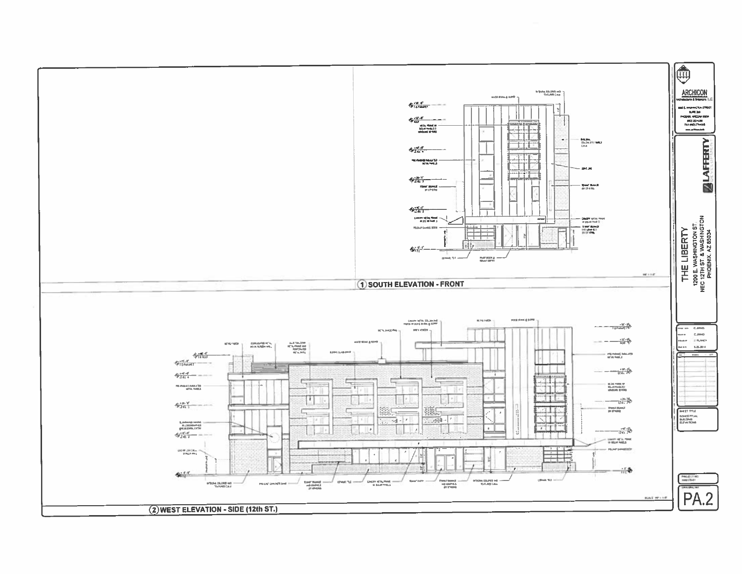## 1 SOUTH ELEVATION - FRONT

## 2 WEST ELEVATION - SIDE (12th ST.)

ARCHICON
Architecture & Interiors, L.C.

LAFFERTY

THE LIBERTY
1200 E. WASHINGTON ST
NEC 12TH ST & WASHINGTON
PHOENIX, AZ 85034

SHEET TITLE
CONCEPTUAL BUILDING ELEVATIONS

PA.2